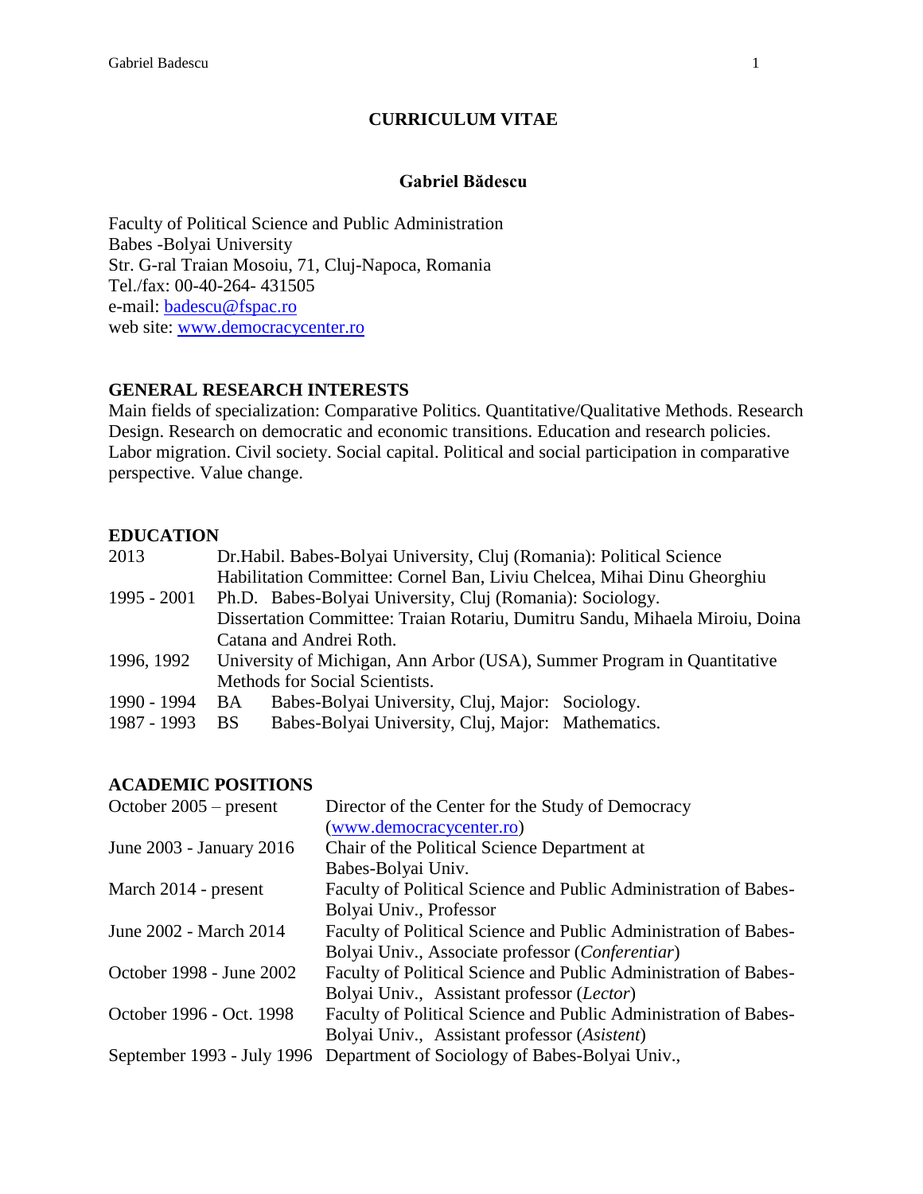# CURRICULUM VITAE

## Gabriel Bădescu

Faculty of Political Science and Public Administration
Babes -Bolyai University
Str. G-ral Traian Mosoiu, 71, Cluj-Napoca, Romania
Tel./fax: 00-40-264- 431505
e-mail: [badescu@fspac.ro](mailto:badescu@fspac.ro)
web site: [www.democracycenter.ro](http://www.democracycenter.ro)

### GENERAL RESEARCH INTERESTS

Main fields of specialization: Comparative Politics. Quantitative/Qualitative Methods. Research Design. Research on democratic and economic transitions. Education and research policies. Labor migration. Civil society. Social capital. Political and social participation in comparative perspective. Value change.

### EDUCATION

| | |
|---|---|
| 2013 | Dr.Habil. Babes-Bolyai University, Cluj (Romania): Political Science<br>Habilitation Committee: Cornel Ban, Liviu Chelcea, Mihai Dinu Gheorghiu |
| 1995 - 2001 | Ph.D. Babes-Bolyai University, Cluj (Romania): Sociology.<br>Dissertation Committee: Traian Rotariu, Dumitru Sandu, Mihaela Miroiu, Doina Catana and Andrei Roth. |
| 1996, 1992 | University of Michigan, Ann Arbor (USA), Summer Program in Quantitative Methods for Social Scientists. |
| 1990 - 1994 | BA Babes-Bolyai University, Cluj, Major: Sociology. |
| 1987 - 1993 | BS Babes-Bolyai University, Cluj, Major: Mathematics. |

### ACADEMIC POSITIONS

| | |
|---|---|
| October 2005 – present | Director of the Center for the Study of Democracy ([www.democracycenter.ro](http://www.democracycenter.ro)) |
| June 2003 - January 2016 | Chair of the Political Science Department at Babes-Bolyai Univ. |
| March 2014 - present | Faculty of Political Science and Public Administration of Babes-Bolyai Univ., Professor |
| June 2002 - March 2014 | Faculty of Political Science and Public Administration of Babes-Bolyai Univ., Associate professor (*Conferentiar*) |
| October 1998 - June 2002 | Faculty of Political Science and Public Administration of Babes-Bolyai Univ., Assistant professor (*Lector*) |
| October 1996 - Oct. 1998 | Faculty of Political Science and Public Administration of Babes-Bolyai Univ., Assistant professor (*Asistent*) |
| September 1993 - July 1996 | Department of Sociology of Babes-Bolyai Univ., |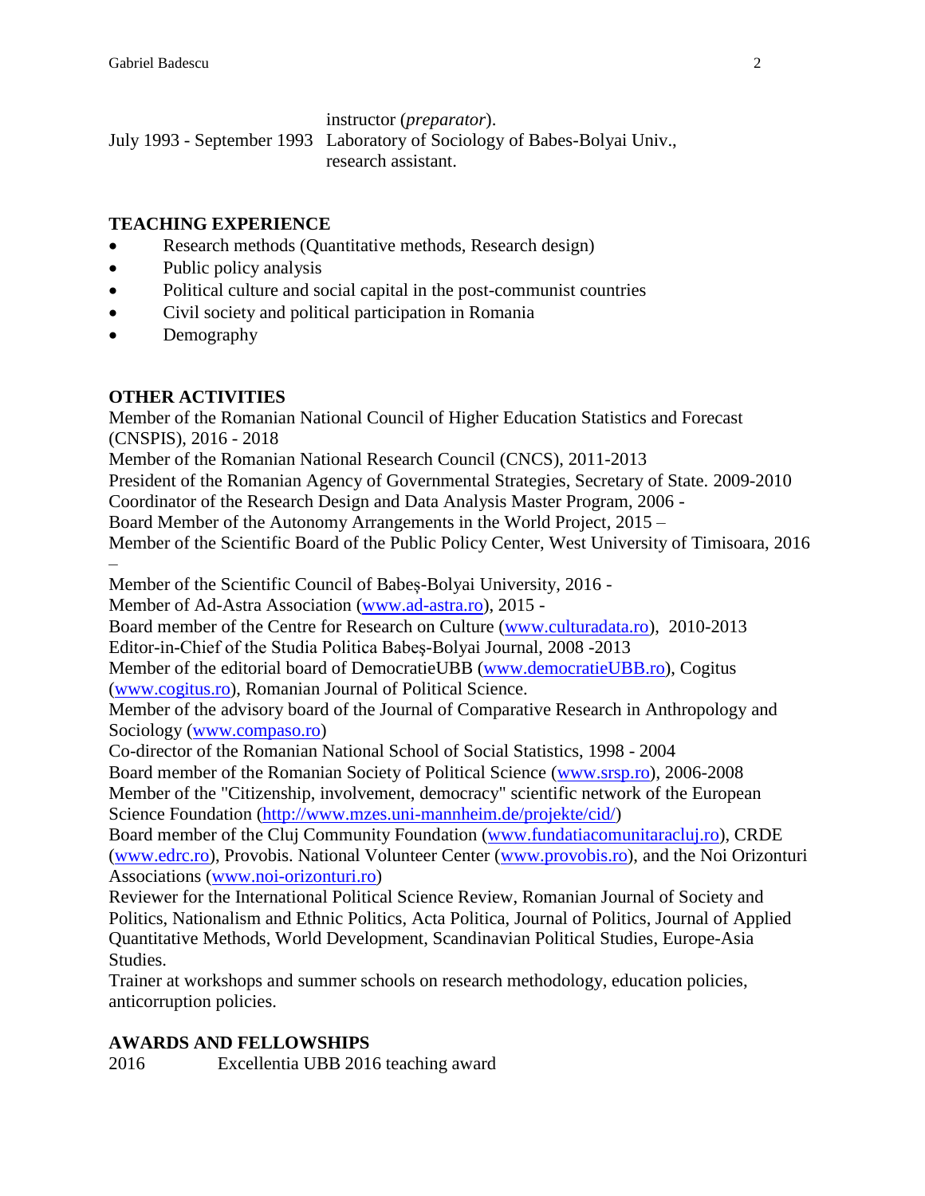| | |
|---|---|
| | instructor (*preparator*). |
| July 1993 - September 1993 | Laboratory of Sociology of Babes-Bolyai Univ., research assistant. |

## TEACHING EXPERIENCE

- Research methods (Quantitative methods, Research design)
- Public policy analysis
- Political culture and social capital in the post-communist countries
- Civil society and political participation in Romania
- Demography

## OTHER ACTIVITIES

Member of the Romanian National Council of Higher Education Statistics and Forecast (CNSPIS), 2016 - 2018
Member of the Romanian National Research Council (CNCS), 2011-2013
President of the Romanian Agency of Governmental Strategies, Secretary of State. 2009-2010
Coordinator of the Research Design and Data Analysis Master Program, 2006 -
Board Member of the Autonomy Arrangements in the World Project, 2015 –
Member of the Scientific Board of the Public Policy Center, West University of Timisoara, 2016 –
Member of the Scientific Council of Babeș-Bolyai University, 2016 -
Member of Ad-Astra Association (www.ad-astra.ro), 2015 -
Board member of the Centre for Research on Culture (www.culturadata.ro), 2010-2013
Editor-in-Chief of the Studia Politica Babeș-Bolyai Journal, 2008 -2013
Member of the editorial board of DemocratieUBB (www.democratieUBB.ro), Cogitus (www.cogitus.ro), Romanian Journal of Political Science.
Member of the advisory board of the Journal of Comparative Research in Anthropology and Sociology (www.compaso.ro)
Co-director of the Romanian National School of Social Statistics, 1998 - 2004
Board member of the Romanian Society of Political Science (www.srsp.ro), 2006-2008
Member of the "Citizenship, involvement, democracy" scientific network of the European Science Foundation (http://www.mzes.uni-mannheim.de/projekte/cid/)
Board member of the Cluj Community Foundation (www.fundatiacomunitaracluj.ro), CRDE (www.edrc.ro), Provobis. National Volunteer Center (www.provobis.ro), and the Noi Orizonturi Associations (www.noi-orizonturi.ro)
Reviewer for the International Political Science Review, Romanian Journal of Society and Politics, Nationalism and Ethnic Politics, Acta Politica, Journal of Politics, Journal of Applied Quantitative Methods, World Development, Scandinavian Political Studies, Europe-Asia Studies.
Trainer at workshops and summer schools on research methodology, education policies, anticorruption policies.

## AWARDS AND FELLOWSHIPS

| | |
|---|---|
| 2016 | Excellentia UBB 2016 teaching award |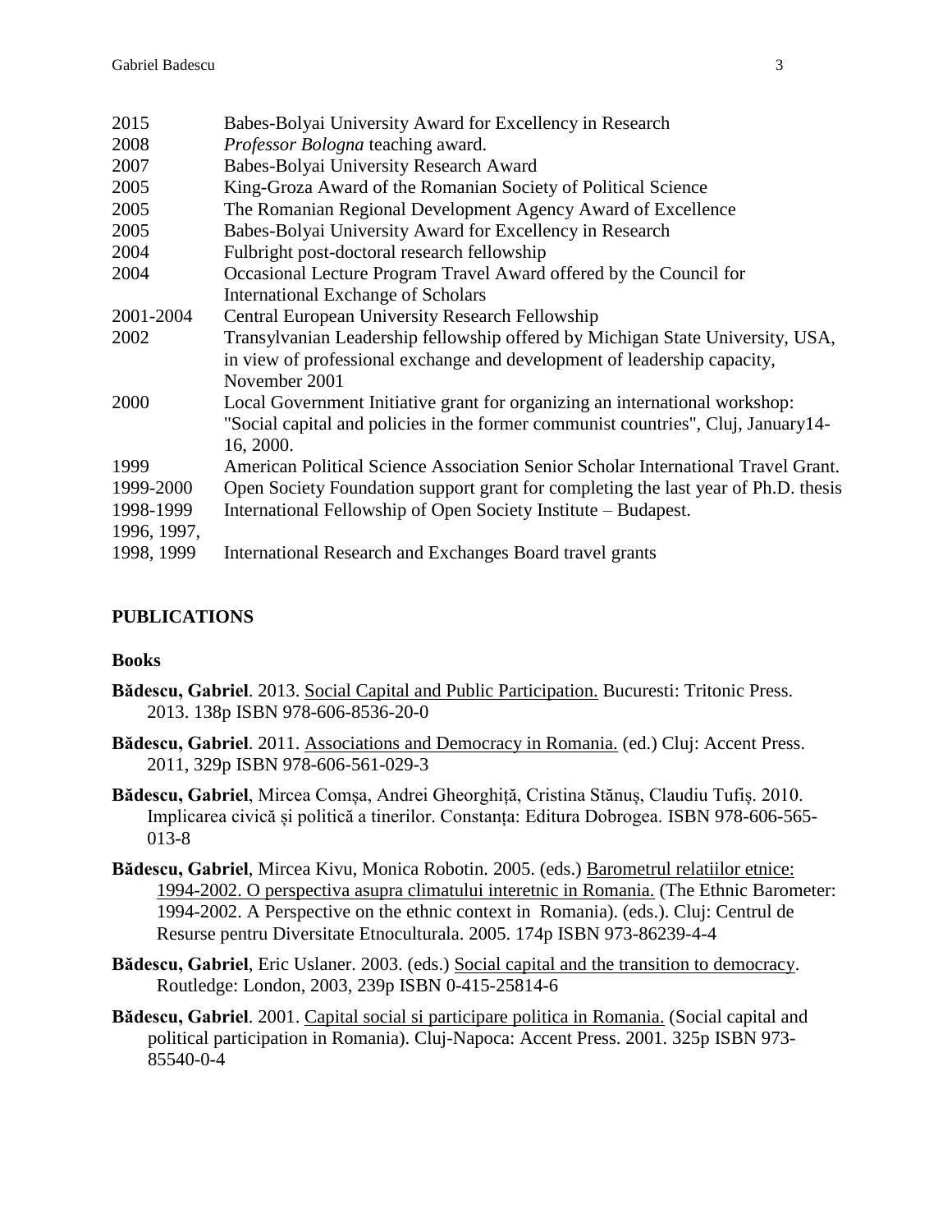| | |
|---|---|
| 2015 | Babes-Bolyai University Award for Excellency in Research |
| 2008 | *Professor Bologna* teaching award. |
| 2007 | Babes-Bolyai University Research Award |
| 2005 | King-Groza Award of the Romanian Society of Political Science |
| 2005 | The Romanian Regional Development Agency Award of Excellence |
| 2005 | Babes-Bolyai University Award for Excellency in Research |
| 2004 | Fulbright post-doctoral research fellowship |
| 2004 | Occasional Lecture Program Travel Award offered by the Council for International Exchange of Scholars |
| 2001-2004 | Central European University Research Fellowship |
| 2002 | Transylvanian Leadership fellowship offered by Michigan State University, USA, in view of professional exchange and development of leadership capacity, November 2001 |
| 2000 | Local Government Initiative grant for organizing an international workshop: "Social capital and policies in the former communist countries", Cluj, January14-16, 2000. |
| 1999 | American Political Science Association Senior Scholar International Travel Grant. |
| 1999-2000 | Open Society Foundation support grant for completing the last year of Ph.D. thesis |
| 1998-1999 | International Fellowship of Open Society Institute – Budapest. |
| 1996, 1997, 1998, 1999 | International Research and Exchanges Board travel grants |

## PUBLICATIONS

### Books

**Bădescu, Gabriel**. 2013. Social Capital and Public Participation. Bucuresti: Tritonic Press. 2013. 138p ISBN 978-606-8536-20-0

**Bădescu, Gabriel**. 2011. Associations and Democracy in Romania. (ed.) Cluj: Accent Press. 2011, 329p ISBN 978-606-561-029-3

**Bădescu, Gabriel**, Mircea Comșa, Andrei Gheorghiță, Cristina Stănuș, Claudiu Tufiș. 2010. Implicarea civică și politică a tinerilor. Constanța: Editura Dobrogea. ISBN 978-606-565-013-8

**Bădescu, Gabriel**, Mircea Kivu, Monica Robotin. 2005. (eds.) Barometrul relatiilor etnice: 1994-2002. O perspectiva asupra climatului interetnic in Romania. (The Ethnic Barometer: 1994-2002. A Perspective on the ethnic context in Romania). (eds.). Cluj: Centrul de Resurse pentru Diversitate Etnoculturala. 2005. 174p ISBN 973-86239-4-4

**Bădescu, Gabriel**, Eric Uslaner. 2003. (eds.) Social capital and the transition to democracy. Routledge: London, 2003, 239p ISBN 0-415-25814-6

**Bădescu, Gabriel**. 2001. Capital social si participare politica in Romania. (Social capital and political participation in Romania). Cluj-Napoca: Accent Press. 2001. 325p ISBN 973-85540-0-4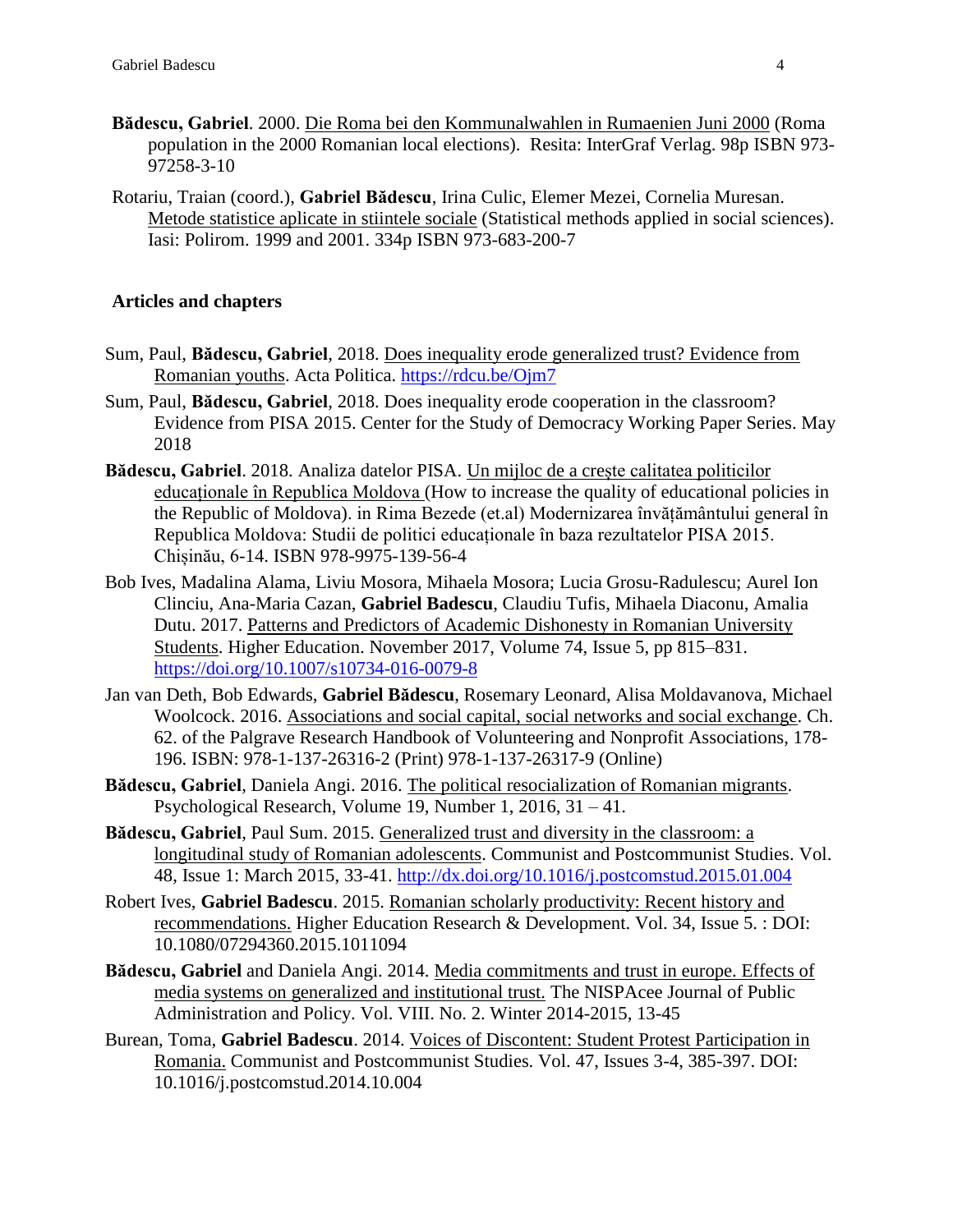**Bădescu, Gabriel**. 2000. Die Roma bei den Kommunalwahlen in Rumaenien Juni 2000 (Roma population in the 2000 Romanian local elections). Resita: InterGraf Verlag. 98p ISBN 973-97258-3-10

Rotariu, Traian (coord.), **Gabriel Bădescu**, Irina Culic, Elemer Mezei, Cornelia Muresan. Metode statistice aplicate in stiintele sociale (Statistical methods applied in social sciences). Iasi: Polirom. 1999 and 2001. 334p ISBN 973-683-200-7

## Articles and chapters

Sum, Paul, **Bădescu, Gabriel**, 2018. Does inequality erode generalized trust? Evidence from Romanian youths. Acta Politica. https://rdcu.be/Ojm7

Sum, Paul, **Bădescu, Gabriel**, 2018. Does inequality erode cooperation in the classroom? Evidence from PISA 2015. Center for the Study of Democracy Working Paper Series. May 2018

**Bădescu, Gabriel**. 2018. Analiza datelor PISA. Un mijloc de a creşte calitatea politicilor educaționale în Republica Moldova (How to increase the quality of educational policies in the Republic of Moldova). in Rima Bezede (et.al) Modernizarea învățământului general în Republica Moldova: Studii de politici educaționale în baza rezultatelor PISA 2015. Chișinău, 6-14. ISBN 978-9975-139-56-4

Bob Ives, Madalina Alama, Liviu Mosora, Mihaela Mosora; Lucia Grosu-Radulescu; Aurel Ion Clinciu, Ana-Maria Cazan, **Gabriel Badescu**, Claudiu Tufis, Mihaela Diaconu, Amalia Dutu. 2017. Patterns and Predictors of Academic Dishonesty in Romanian University Students. Higher Education. November 2017, Volume 74, Issue 5, pp 815–831. https://doi.org/10.1007/s10734-016-0079-8

Jan van Deth, Bob Edwards, **Gabriel Bădescu**, Rosemary Leonard, Alisa Moldavanova, Michael Woolcock. 2016. Associations and social capital, social networks and social exchange. Ch. 62. of the Palgrave Research Handbook of Volunteering and Nonprofit Associations, 178-196. ISBN: 978-1-137-26316-2 (Print) 978-1-137-26317-9 (Online)

**Bădescu, Gabriel**, Daniela Angi. 2016. The political resocialization of Romanian migrants. Psychological Research, Volume 19, Number 1, 2016, 31 – 41.

**Bădescu, Gabriel**, Paul Sum. 2015. Generalized trust and diversity in the classroom: a longitudinal study of Romanian adolescents. Communist and Postcommunist Studies. Vol. 48, Issue 1: March 2015, 33-41. http://dx.doi.org/10.1016/j.postcomstud.2015.01.004

Robert Ives, **Gabriel Badescu**. 2015. Romanian scholarly productivity: Recent history and recommendations. Higher Education Research & Development. Vol. 34, Issue 5. : DOI: 10.1080/07294360.2015.1011094

**Bădescu, Gabriel** and Daniela Angi. 2014. Media commitments and trust in europe. Effects of media systems on generalized and institutional trust. The NISPAcee Journal of Public Administration and Policy. Vol. VIII. No. 2. Winter 2014-2015, 13-45

Burean, Toma, **Gabriel Badescu**. 2014. Voices of Discontent: Student Protest Participation in Romania. Communist and Postcommunist Studies. Vol. 47, Issues 3-4, 385-397. DOI: 10.1016/j.postcomstud.2014.10.004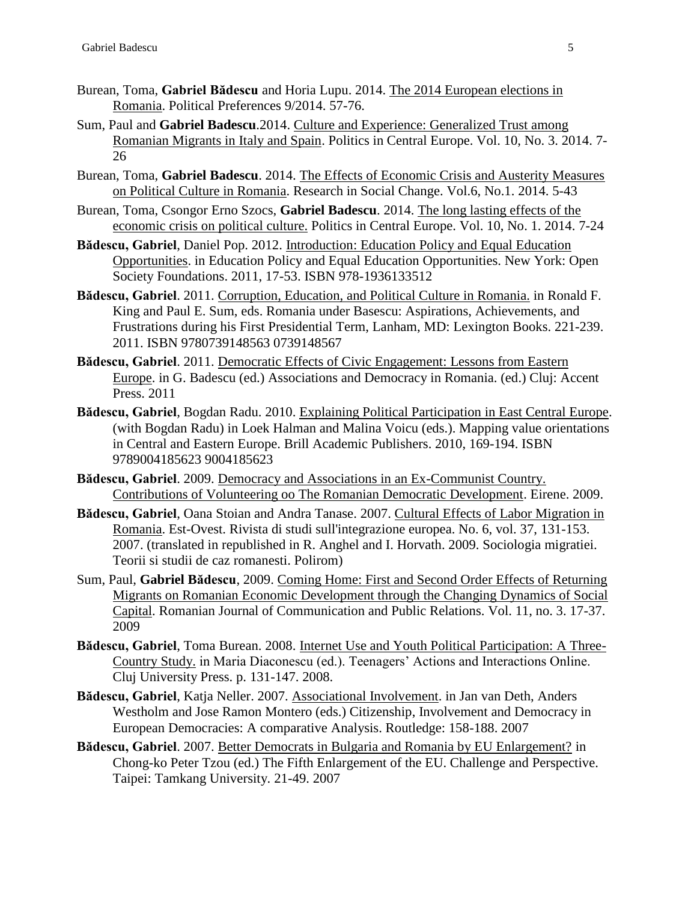- Burean, Toma, **Gabriel Bădescu** and Horia Lupu. 2014. The 2014 European elections in Romania. Political Preferences 9/2014. 57-76.
- Sum, Paul and **Gabriel Badescu**.2014. Culture and Experience: Generalized Trust among Romanian Migrants in Italy and Spain. Politics in Central Europe. Vol. 10, No. 3. 2014. 7-26
- Burean, Toma, **Gabriel Badescu**. 2014. The Effects of Economic Crisis and Austerity Measures on Political Culture in Romania. Research in Social Change. Vol.6, No.1. 2014. 5-43
- Burean, Toma, Csongor Erno Szocs, **Gabriel Badescu**. 2014. The long lasting effects of the economic crisis on political culture. Politics in Central Europe. Vol. 10, No. 1. 2014. 7-24
- **Bădescu, Gabriel**, Daniel Pop. 2012. Introduction: Education Policy and Equal Education Opportunities. in Education Policy and Equal Education Opportunities. New York: Open Society Foundations. 2011, 17-53. ISBN 978-1936133512
- **Bădescu, Gabriel**. 2011. Corruption, Education, and Political Culture in Romania. in Ronald F. King and Paul E. Sum, eds. Romania under Basescu: Aspirations, Achievements, and Frustrations during his First Presidential Term, Lanham, MD: Lexington Books. 221-239. 2011. ISBN 9780739148563 0739148567
- **Bădescu, Gabriel**. 2011. Democratic Effects of Civic Engagement: Lessons from Eastern Europe. in G. Badescu (ed.) Associations and Democracy in Romania. (ed.) Cluj: Accent Press. 2011
- **Bădescu, Gabriel**, Bogdan Radu. 2010. Explaining Political Participation in East Central Europe. (with Bogdan Radu) in Loek Halman and Malina Voicu (eds.). Mapping value orientations in Central and Eastern Europe. Brill Academic Publishers. 2010, 169-194. ISBN 9789004185623 9004185623
- **Bădescu, Gabriel**. 2009. Democracy and Associations in an Ex-Communist Country. Contributions of Volunteering oo The Romanian Democratic Development. Eirene. 2009.
- **Bădescu, Gabriel**, Oana Stoian and Andra Tanase. 2007. Cultural Effects of Labor Migration in Romania. Est-Ovest. Rivista di studi sull'integrazione europea. No. 6, vol. 37, 131-153. 2007. (translated in republished in R. Anghel and I. Horvath. 2009. Sociologia migratiei. Teorii si studii de caz romanesti. Polirom)
- Sum, Paul, **Gabriel Bădescu**, 2009. Coming Home: First and Second Order Effects of Returning Migrants on Romanian Economic Development through the Changing Dynamics of Social Capital. Romanian Journal of Communication and Public Relations. Vol. 11, no. 3. 17-37. 2009
- **Bădescu, Gabriel**, Toma Burean. 2008. Internet Use and Youth Political Participation: A Three-Country Study. in Maria Diaconescu (ed.). Teenagers' Actions and Interactions Online. Cluj University Press. p. 131-147. 2008.
- **Bădescu, Gabriel**, Katja Neller. 2007. Associational Involvement. in Jan van Deth, Anders Westholm and Jose Ramon Montero (eds.) Citizenship, Involvement and Democracy in European Democracies: A comparative Analysis. Routledge: 158-188. 2007
- **Bădescu, Gabriel**. 2007. Better Democrats in Bulgaria and Romania by EU Enlargement? in Chong-ko Peter Tzou (ed.) The Fifth Enlargement of the EU. Challenge and Perspective. Taipei: Tamkang University. 21-49. 2007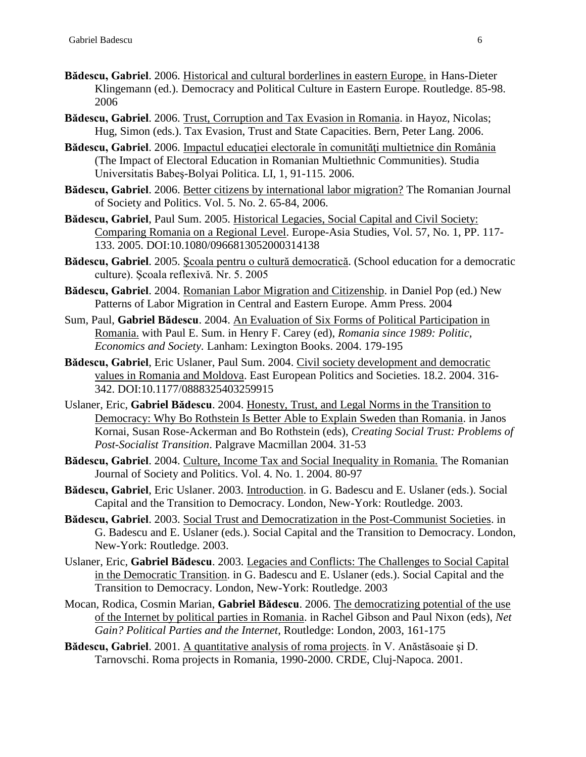**Bădescu, Gabriel**. 2006. Historical and cultural borderlines in eastern Europe. in Hans-Dieter Klingemann (ed.). Democracy and Political Culture in Eastern Europe. Routledge. 85-98. 2006

**Bădescu, Gabriel**. 2006. Trust, Corruption and Tax Evasion in Romania. in Hayoz, Nicolas; Hug, Simon (eds.). Tax Evasion, Trust and State Capacities. Bern, Peter Lang. 2006.

**Bădescu, Gabriel**. 2006. Impactul educaţiei electorale în comunităţi multietnice din România (The Impact of Electoral Education in Romanian Multiethnic Communities). Studia Universitatis Babeş-Bolyai Politica. LI, 1, 91-115. 2006.

**Bădescu, Gabriel**. 2006. Better citizens by international labor migration? The Romanian Journal of Society and Politics. Vol. 5. No. 2. 65-84, 2006.

**Bădescu, Gabriel**, Paul Sum. 2005. Historical Legacies, Social Capital and Civil Society: Comparing Romania on a Regional Level. Europe-Asia Studies, Vol. 57, No. 1, PP. 117-133. 2005. DOI:10.1080/0966813052000314138

**Bădescu, Gabriel**. 2005. Şcoala pentru o cultură democratică. (School education for a democratic culture). Şcoala reflexivă. Nr. 5. 2005

**Bădescu, Gabriel**. 2004. Romanian Labor Migration and Citizenship. in Daniel Pop (ed.) New Patterns of Labor Migration in Central and Eastern Europe. Amm Press. 2004

Sum, Paul, **Gabriel Bădescu**. 2004. An Evaluation of Six Forms of Political Participation in Romania. with Paul E. Sum. in Henry F. Carey (ed), *Romania since 1989: Politic, Economics and Society*. Lanham: Lexington Books. 2004. 179-195

**Bădescu, Gabriel**, Eric Uslaner, Paul Sum. 2004. Civil society development and democratic values in Romania and Moldova. East European Politics and Societies. 18.2. 2004. 316-342. DOI:10.1177/0888325403259915

Uslaner, Eric, **Gabriel Bădescu**. 2004. Honesty, Trust, and Legal Norms in the Transition to Democracy: Why Bo Rothstein Is Better Able to Explain Sweden than Romania. in Janos Kornai, Susan Rose-Ackerman and Bo Rothstein (eds), *Creating Social Trust: Problems of Post-Socialist Transition*. Palgrave Macmillan 2004. 31-53

**Bădescu, Gabriel**. 2004. Culture, Income Tax and Social Inequality in Romania. The Romanian Journal of Society and Politics. Vol. 4. No. 1. 2004. 80-97

**Bădescu, Gabriel**, Eric Uslaner. 2003. Introduction. in G. Badescu and E. Uslaner (eds.). Social Capital and the Transition to Democracy. London, New-York: Routledge. 2003.

**Bădescu, Gabriel**. 2003. Social Trust and Democratization in the Post-Communist Societies. in G. Badescu and E. Uslaner (eds.). Social Capital and the Transition to Democracy. London, New-York: Routledge. 2003.

Uslaner, Eric, **Gabriel Bădescu**. 2003. Legacies and Conflicts: The Challenges to Social Capital in the Democratic Transition. in G. Badescu and E. Uslaner (eds.). Social Capital and the Transition to Democracy. London, New-York: Routledge. 2003

Mocan, Rodica, Cosmin Marian, **Gabriel Bădescu**. 2006. The democratizing potential of the use of the Internet by political parties in Romania. in Rachel Gibson and Paul Nixon (eds), *Net Gain? Political Parties and the Internet*, Routledge: London, 2003, 161-175

**Bădescu, Gabriel**. 2001. A quantitative analysis of roma projects. în V. Anăstăsoaie şi D. Tarnovschi. Roma projects in Romania, 1990-2000. CRDE, Cluj-Napoca. 2001.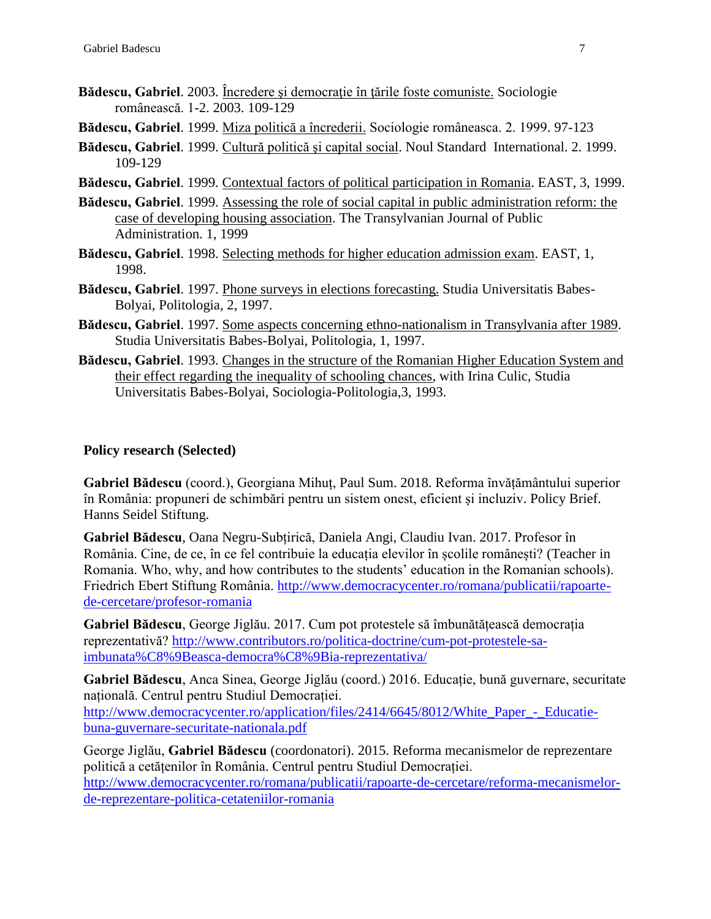**Bădescu, Gabriel**. 2003. Încredere şi democraţie în ţările foste comuniste. Sociologie românească. 1-2. 2003. 109-129

**Bădescu, Gabriel**. 1999. Miza politică a încrederii. Sociologie româneasca. 2. 1999. 97-123

**Bădescu, Gabriel**. 1999. Cultură politică şi capital social. Noul Standard International. 2. 1999. 109-129

**Bădescu, Gabriel**. 1999. Contextual factors of political participation in Romania. EAST, 3, 1999.

**Bădescu, Gabriel**. 1999. Assessing the role of social capital in public administration reform: the case of developing housing association. The Transylvanian Journal of Public Administration. 1, 1999

**Bădescu, Gabriel**. 1998. Selecting methods for higher education admission exam. EAST, 1, 1998.

**Bădescu, Gabriel**. 1997. Phone surveys in elections forecasting. Studia Universitatis Babes-Bolyai, Politologia, 2, 1997.

**Bădescu, Gabriel**. 1997. Some aspects concerning ethno-nationalism in Transylvania after 1989. Studia Universitatis Babes-Bolyai, Politologia, 1, 1997.

**Bădescu, Gabriel**. 1993. Changes in the structure of the Romanian Higher Education System and their effect regarding the inequality of schooling chances, with Irina Culic, Studia Universitatis Babes-Bolyai, Sociologia-Politologia,3, 1993.

## Policy research (Selected)

**Gabriel Bădescu** (coord.), Georgiana Mihuț, Paul Sum. 2018. Reforma învățământului superior în România: propuneri de schimbări pentru un sistem onest, eficient și incluziv. Policy Brief. Hanns Seidel Stiftung.

**Gabriel Bădescu**, Oana Negru-Subțirică, Daniela Angi, Claudiu Ivan. 2017. Profesor în România. Cine, de ce, în ce fel contribuie la educația elevilor în școlile românești? (Teacher in Romania. Who, why, and how contributes to the students' education in the Romanian schools). Friedrich Ebert Stiftung România. http://www.democracycenter.ro/romana/publicatii/rapoarte-de-cercetare/profesor-romania

**Gabriel Bădescu**, George Jiglău. 2017. Cum pot protestele să îmbunătățească democrația reprezentativă? http://www.contributors.ro/politica-doctrine/cum-pot-protestele-sa-imbunata%C8%9Beasca-democra%C8%9Bia-reprezentativa/

**Gabriel Bădescu**, Anca Sinea, George Jiglău (coord.) 2016. Educație, bună guvernare, securitate națională. Centrul pentru Studiul Democrației. http://www.democracycenter.ro/application/files/2414/6645/8012/White_Paper_-_Educatie-buna-guvernare-securitate-nationala.pdf

George Jiglău, **Gabriel Bădescu** (coordonatori). 2015. Reforma mecanismelor de reprezentare politică a cetățenilor în România. Centrul pentru Studiul Democrației. http://www.democracycenter.ro/romana/publicatii/rapoarte-de-cercetare/reforma-mecanismelor-de-reprezentare-politica-cetateniilor-romania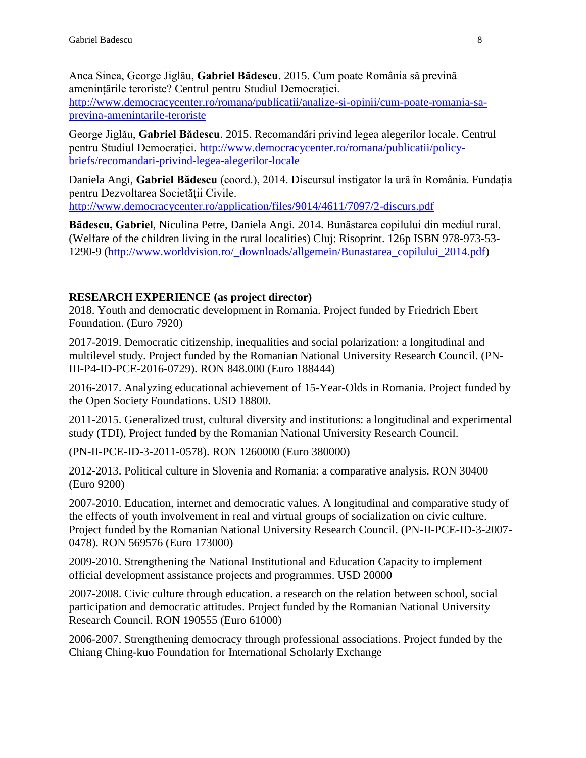Anca Sinea, George Jiglău, **Gabriel Bădescu**. 2015. Cum poate România să prevină amenințările teroriste? Centrul pentru Studiul Democrației. http://www.democracycenter.ro/romana/publicatii/analize-si-opinii/cum-poate-romania-sa-previna-amenintarile-teroriste

George Jiglău, **Gabriel Bădescu**. 2015. Recomandări privind legea alegerilor locale. Centrul pentru Studiul Democrației. http://www.democracycenter.ro/romana/publicatii/policy-briefs/recomandari-privind-legea-alegerilor-locale

Daniela Angi, **Gabriel Bădescu** (coord.), 2014. Discursul instigator la ură în România. Fundația pentru Dezvoltarea Societății Civile. http://www.democracycenter.ro/application/files/9014/4611/7097/2-discurs.pdf

**Bădescu, Gabriel**, Niculina Petre, Daniela Angi. 2014. Bunăstarea copilului din mediul rural. (Welfare of the children living in the rural localities) Cluj: Risoprint. 126p ISBN 978-973-53-1290-9 (http://www.worldvision.ro/_downloads/allgemein/Bunastarea_copilului_2014.pdf)

## RESEARCH EXPERIENCE (as project director)

2018. Youth and democratic development in Romania. Project funded by Friedrich Ebert Foundation. (Euro 7920)

2017-2019. Democratic citizenship, inequalities and social polarization: a longitudinal and multilevel study. Project funded by the Romanian National University Research Council. (PN-III-P4-ID-PCE-2016-0729). RON 848.000 (Euro 188444)

2016-2017. Analyzing educational achievement of 15-Year-Olds in Romania. Project funded by the Open Society Foundations. USD 18800.

2011-2015. Generalized trust, cultural diversity and institutions: a longitudinal and experimental study (TDI), Project funded by the Romanian National University Research Council.

(PN-II-PCE-ID-3-2011-0578). RON 1260000 (Euro 380000)

2012-2013. Political culture in Slovenia and Romania: a comparative analysis. RON 30400 (Euro 9200)

2007-2010. Education, internet and democratic values. A longitudinal and comparative study of the effects of youth involvement in real and virtual groups of socialization on civic culture. Project funded by the Romanian National University Research Council. (PN-II-PCE-ID-3-2007-0478). RON 569576 (Euro 173000)

2009-2010. Strengthening the National Institutional and Education Capacity to implement official development assistance projects and programmes. USD 20000

2007-2008. Civic culture through education. a research on the relation between school, social participation and democratic attitudes. Project funded by the Romanian National University Research Council. RON 190555 (Euro 61000)

2006-2007. Strengthening democracy through professional associations. Project funded by the Chiang Ching-kuo Foundation for International Scholarly Exchange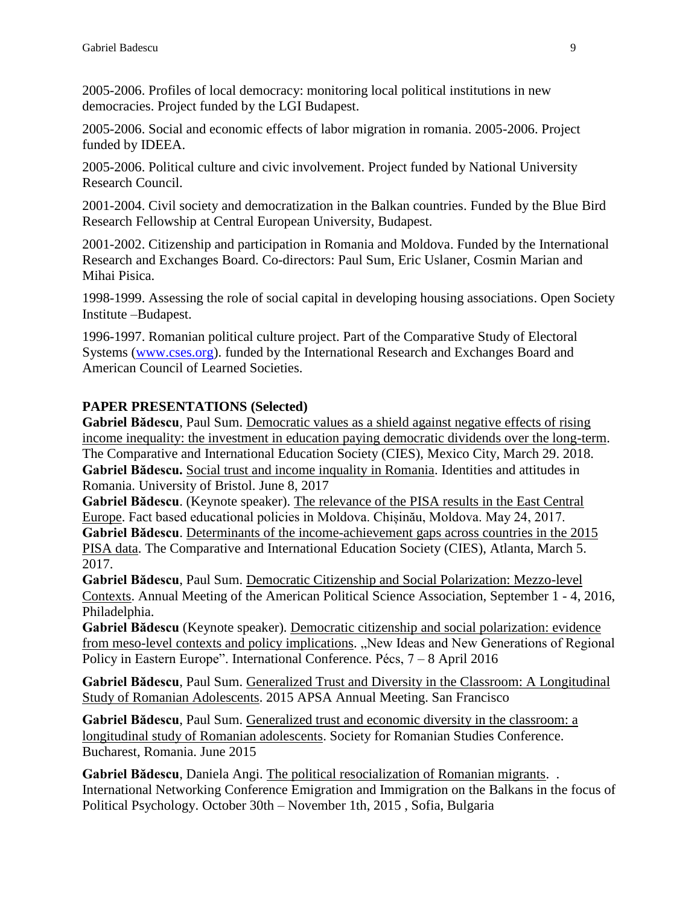2005-2006. Profiles of local democracy: monitoring local political institutions in new democracies. Project funded by the LGI Budapest.

2005-2006. Social and economic effects of labor migration in romania. 2005-2006. Project funded by IDEEA.

2005-2006. Political culture and civic involvement. Project funded by National University Research Council.

2001-2004. Civil society and democratization in the Balkan countries. Funded by the Blue Bird Research Fellowship at Central European University, Budapest.

2001-2002. Citizenship and participation in Romania and Moldova. Funded by the International Research and Exchanges Board. Co-directors: Paul Sum, Eric Uslaner, Cosmin Marian and Mihai Pisica.

1998-1999. Assessing the role of social capital in developing housing associations. Open Society Institute –Budapest.

1996-1997. Romanian political culture project. Part of the Comparative Study of Electoral Systems (www.cses.org). funded by the International Research and Exchanges Board and American Council of Learned Societies.

## PAPER PRESENTATIONS (Selected)

**Gabriel Bădescu**, Paul Sum. Democratic values as a shield against negative effects of rising income inequality: the investment in education paying democratic dividends over the long-term. The Comparative and International Education Society (CIES), Mexico City, March 29. 2018.

**Gabriel Bădescu.** Social trust and income inquality in Romania. Identities and attitudes in Romania. University of Bristol. June 8, 2017

**Gabriel Bădescu**. (Keynote speaker). The relevance of the PISA results in the East Central Europe. Fact based educational policies in Moldova. Chișinău, Moldova. May 24, 2017.

**Gabriel Bădescu**. Determinants of the income-achievement gaps across countries in the 2015 PISA data. The Comparative and International Education Society (CIES), Atlanta, March 5. 2017.

**Gabriel Bădescu**, Paul Sum. Democratic Citizenship and Social Polarization: Mezzo-level Contexts. Annual Meeting of the American Political Science Association, September 1 - 4, 2016, Philadelphia.

**Gabriel Bădescu** (Keynote speaker). Democratic citizenship and social polarization: evidence from meso-level contexts and policy implications. „New Ideas and New Generations of Regional Policy in Eastern Europe". International Conference. Pécs, 7 – 8 April 2016

**Gabriel Bădescu**, Paul Sum. Generalized Trust and Diversity in the Classroom: A Longitudinal Study of Romanian Adolescents. 2015 APSA Annual Meeting. San Francisco

**Gabriel Bădescu**, Paul Sum. Generalized trust and economic diversity in the classroom: a longitudinal study of Romanian adolescents. Society for Romanian Studies Conference. Bucharest, Romania. June 2015

**Gabriel Bădescu**, Daniela Angi. The political resocialization of Romanian migrants. . International Networking Conference Emigration and Immigration on the Balkans in the focus of Political Psychology. October 30th – November 1th, 2015 , Sofia, Bulgaria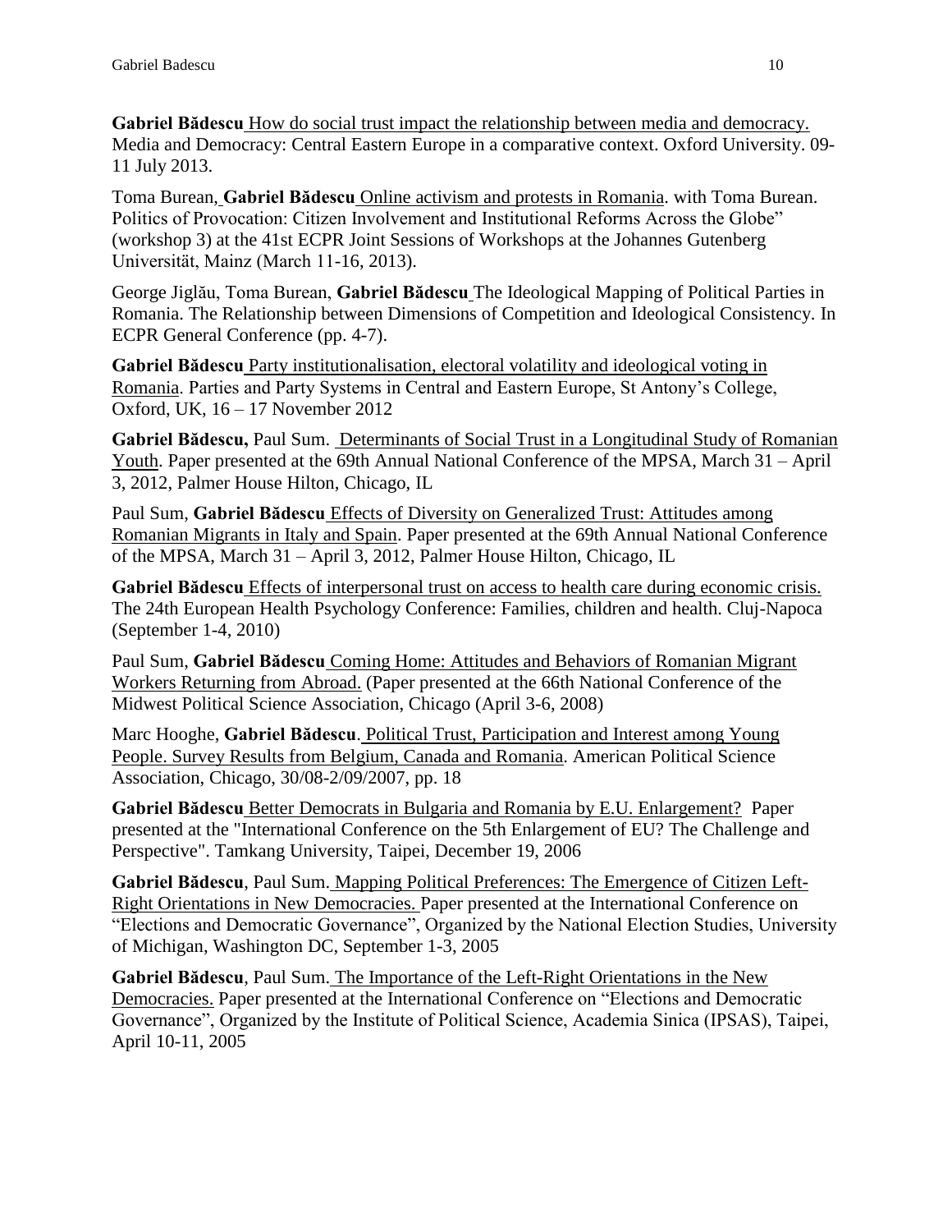**Gabriel Bădescu** How do social trust impact the relationship between media and democracy. Media and Democracy: Central Eastern Europe in a comparative context. Oxford University. 09-11 July 2013.

Toma Burean, **Gabriel Bădescu** Online activism and protests in Romania. with Toma Burean. Politics of Provocation: Citizen Involvement and Institutional Reforms Across the Globe" (workshop 3) at the 41st ECPR Joint Sessions of Workshops at the Johannes Gutenberg Universität, Mainz (March 11-16, 2013).

George Jiglău, Toma Burean, **Gabriel Bădescu** The Ideological Mapping of Political Parties in Romania. The Relationship between Dimensions of Competition and Ideological Consistency. In ECPR General Conference (pp. 4-7).

**Gabriel Bădescu** Party institutionalisation, electoral volatility and ideological voting in Romania. Parties and Party Systems in Central and Eastern Europe, St Antony's College, Oxford, UK, 16 – 17 November 2012

**Gabriel Bădescu,** Paul Sum. Determinants of Social Trust in a Longitudinal Study of Romanian Youth. Paper presented at the 69th Annual National Conference of the MPSA, March 31 – April 3, 2012, Palmer House Hilton, Chicago, IL

Paul Sum, **Gabriel Bădescu** Effects of Diversity on Generalized Trust: Attitudes among Romanian Migrants in Italy and Spain. Paper presented at the 69th Annual National Conference of the MPSA, March 31 – April 3, 2012, Palmer House Hilton, Chicago, IL

**Gabriel Bădescu** Effects of interpersonal trust on access to health care during economic crisis. The 24th European Health Psychology Conference: Families, children and health. Cluj-Napoca (September 1-4, 2010)

Paul Sum, **Gabriel Bădescu** Coming Home: Attitudes and Behaviors of Romanian Migrant Workers Returning from Abroad. (Paper presented at the 66th National Conference of the Midwest Political Science Association, Chicago (April 3-6, 2008)

Marc Hooghe, **Gabriel Bădescu**. Political Trust, Participation and Interest among Young People. Survey Results from Belgium, Canada and Romania. American Political Science Association, Chicago, 30/08-2/09/2007, pp. 18

**Gabriel Bădescu** Better Democrats in Bulgaria and Romania by E.U. Enlargement? Paper presented at the "International Conference on the 5th Enlargement of EU? The Challenge and Perspective". Tamkang University, Taipei, December 19, 2006

**Gabriel Bădescu**, Paul Sum. Mapping Political Preferences: The Emergence of Citizen Left-Right Orientations in New Democracies. Paper presented at the International Conference on "Elections and Democratic Governance", Organized by the National Election Studies, University of Michigan, Washington DC, September 1-3, 2005

**Gabriel Bădescu**, Paul Sum. The Importance of the Left-Right Orientations in the New Democracies. Paper presented at the International Conference on "Elections and Democratic Governance", Organized by the Institute of Political Science, Academia Sinica (IPSAS), Taipei, April 10-11, 2005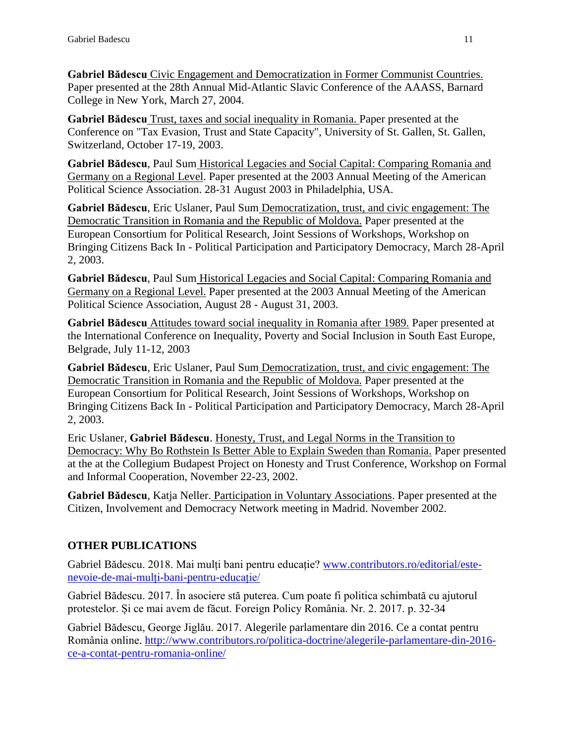**Gabriel Bădescu** Civic Engagement and Democratization in Former Communist Countries. Paper presented at the 28th Annual Mid-Atlantic Slavic Conference of the AAASS, Barnard College in New York, March 27, 2004.

**Gabriel Bădescu** Trust, taxes and social inequality in Romania. Paper presented at the Conference on "Tax Evasion, Trust and State Capacity", University of St. Gallen, St. Gallen, Switzerland, October 17-19, 2003.

**Gabriel Bădescu**, Paul Sum Historical Legacies and Social Capital: Comparing Romania and Germany on a Regional Level. Paper presented at the 2003 Annual Meeting of the American Political Science Association. 28-31 August 2003 in Philadelphia, USA.

**Gabriel Bădescu**, Eric Uslaner, Paul Sum Democratization, trust, and civic engagement: The Democratic Transition in Romania and the Republic of Moldova. Paper presented at the European Consortium for Political Research, Joint Sessions of Workshops, Workshop on Bringing Citizens Back In - Political Participation and Participatory Democracy, March 28-April 2, 2003.

**Gabriel Bădescu**, Paul Sum Historical Legacies and Social Capital: Comparing Romania and Germany on a Regional Level. Paper presented at the 2003 Annual Meeting of the American Political Science Association, August 28 - August 31, 2003.

**Gabriel Bădescu** Attitudes toward social inequality in Romania after 1989. Paper presented at the International Conference on Inequality, Poverty and Social Inclusion in South East Europe, Belgrade, July 11-12, 2003

**Gabriel Bădescu**, Eric Uslaner, Paul Sum Democratization, trust, and civic engagement: The Democratic Transition in Romania and the Republic of Moldova. Paper presented at the European Consortium for Political Research, Joint Sessions of Workshops, Workshop on Bringing Citizens Back In - Political Participation and Participatory Democracy, March 28-April 2, 2003.

Eric Uslaner, **Gabriel Bădescu**. Honesty, Trust, and Legal Norms in the Transition to Democracy: Why Bo Rothstein Is Better Able to Explain Sweden than Romania. Paper presented at the at the Collegium Budapest Project on Honesty and Trust Conference, Workshop on Formal and Informal Cooperation, November 22-23, 2002.

**Gabriel Bădescu**, Katja Neller. Participation in Voluntary Associations. Paper presented at the Citizen, Involvement and Democracy Network meeting in Madrid. November 2002.

## OTHER PUBLICATIONS

Gabriel Bădescu. 2018. Mai mulți bani pentru educație? www.contributors.ro/editorial/este-nevoie-de-mai-mulți-bani-pentru-educație/

Gabriel Bădescu. 2017. În asociere stă puterea. Cum poate fi politica schimbată cu ajutorul protestelor. Și ce mai avem de făcut. Foreign Policy România. Nr. 2. 2017. p. 32-34

Gabriel Bădescu, George Jiglău. 2017. Alegerile parlamentare din 2016. Ce a contat pentru România online. http://www.contributors.ro/politica-doctrine/alegerile-parlamentare-din-2016-ce-a-contat-pentru-romania-online/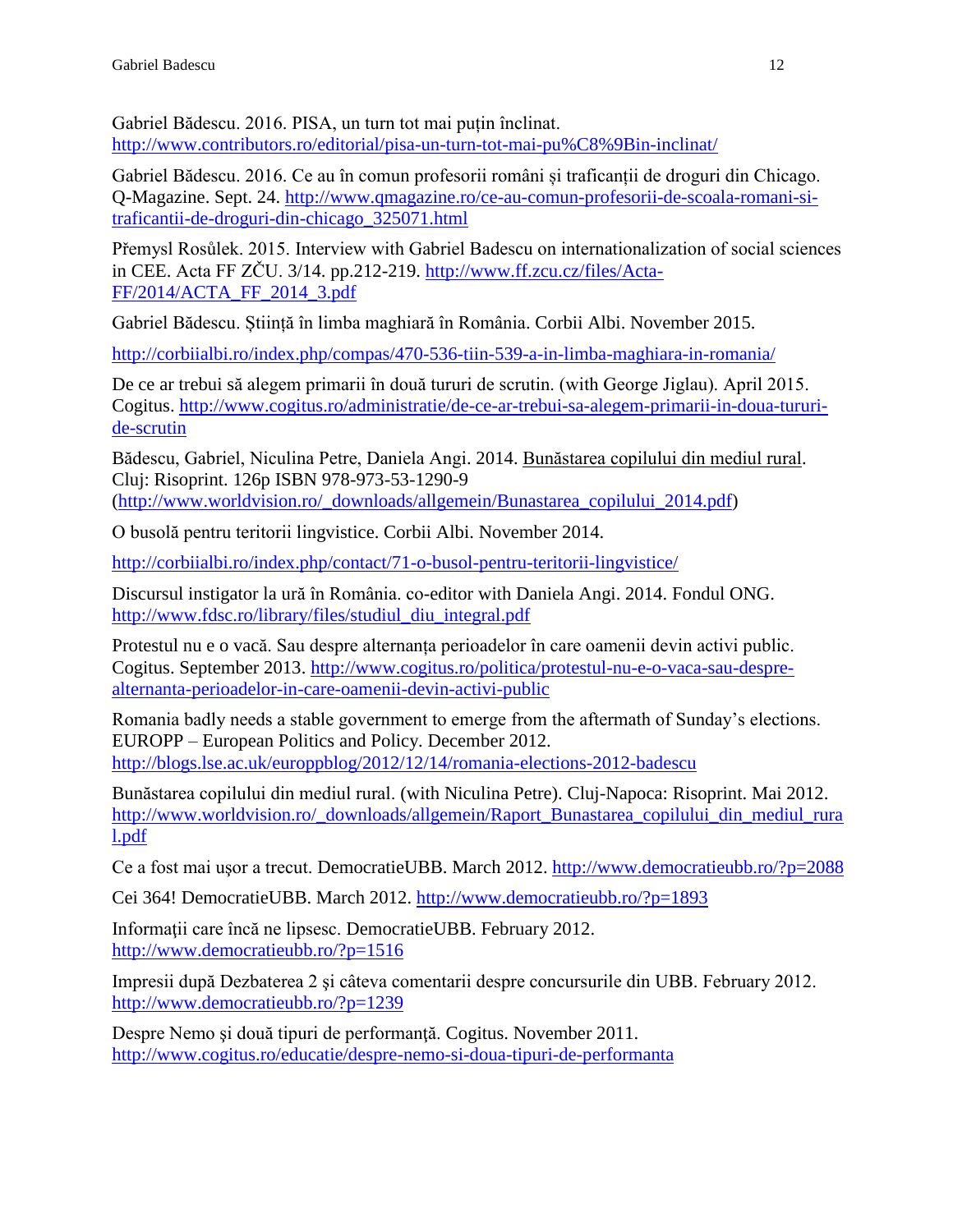Gabriel Bădescu. 2016. PISA, un turn tot mai puțin înclinat. http://www.contributors.ro/editorial/pisa-un-turn-tot-mai-pu%C8%9Bin-inclinat/

Gabriel Bădescu. 2016. Ce au în comun profesorii români și traficanții de droguri din Chicago. Q-Magazine. Sept. 24. http://www.qmagazine.ro/ce-au-comun-profesorii-de-scoala-romani-si-traficantii-de-droguri-din-chicago_325071.html

Přemysl Rosůlek. 2015. Interview with Gabriel Badescu on internationalization of social sciences in CEE. Acta FF ZČU. 3/14. pp.212-219. http://www.ff.zcu.cz/files/Acta-FF/2014/ACTA_FF_2014_3.pdf

Gabriel Bădescu. Știință în limba maghiară în România. Corbii Albi. November 2015.

http://corbiialbi.ro/index.php/compas/470-536-tiin-539-a-in-limba-maghiara-in-romania/

De ce ar trebui să alegem primarii în două tururi de scrutin. (with George Jiglau). April 2015. Cogitus. http://www.cogitus.ro/administratie/de-ce-ar-trebui-sa-alegem-primarii-in-doua-tururi-de-scrutin

Bădescu, Gabriel, Niculina Petre, Daniela Angi. 2014. Bunăstarea copilului din mediul rural. Cluj: Risoprint. 126p ISBN 978-973-53-1290-9 (http://www.worldvision.ro/_downloads/allgemein/Bunastarea_copilului_2014.pdf)

O busolă pentru teritorii lingvistice. Corbii Albi. November 2014.

http://corbiialbi.ro/index.php/contact/71-o-busol-pentru-teritorii-lingvistice/

Discursul instigator la ură în România. co-editor with Daniela Angi. 2014. Fondul ONG. http://www.fdsc.ro/library/files/studiul_diu_integral.pdf

Protestul nu e o vacă. Sau despre alternanța perioadelor în care oamenii devin activi public. Cogitus. September 2013. http://www.cogitus.ro/politica/protestul-nu-e-o-vaca-sau-despre-alternanta-perioadelor-in-care-oamenii-devin-activi-public

Romania badly needs a stable government to emerge from the aftermath of Sunday's elections. EUROPP – European Politics and Policy. December 2012. http://blogs.lse.ac.uk/europpblog/2012/12/14/romania-elections-2012-badescu

Bunăstarea copilului din mediul rural. (with Niculina Petre). Cluj-Napoca: Risoprint. Mai 2012. http://www.worldvision.ro/_downloads/allgemein/Raport_Bunastarea_copilului_din_mediul_rural.pdf

Ce a fost mai uşor a trecut. DemocratieUBB. March 2012. http://www.democratieubb.ro/?p=2088

Cei 364! DemocratieUBB. March 2012. http://www.democratieubb.ro/?p=1893

Informații care încă ne lipsesc. DemocratieUBB. February 2012. http://www.democratieubb.ro/?p=1516

Impresii după Dezbaterea 2 şi câteva comentarii despre concursurile din UBB. February 2012. http://www.democratieubb.ro/?p=1239

Despre Nemo şi două tipuri de performanţă. Cogitus. November 2011. http://www.cogitus.ro/educatie/despre-nemo-si-doua-tipuri-de-performanta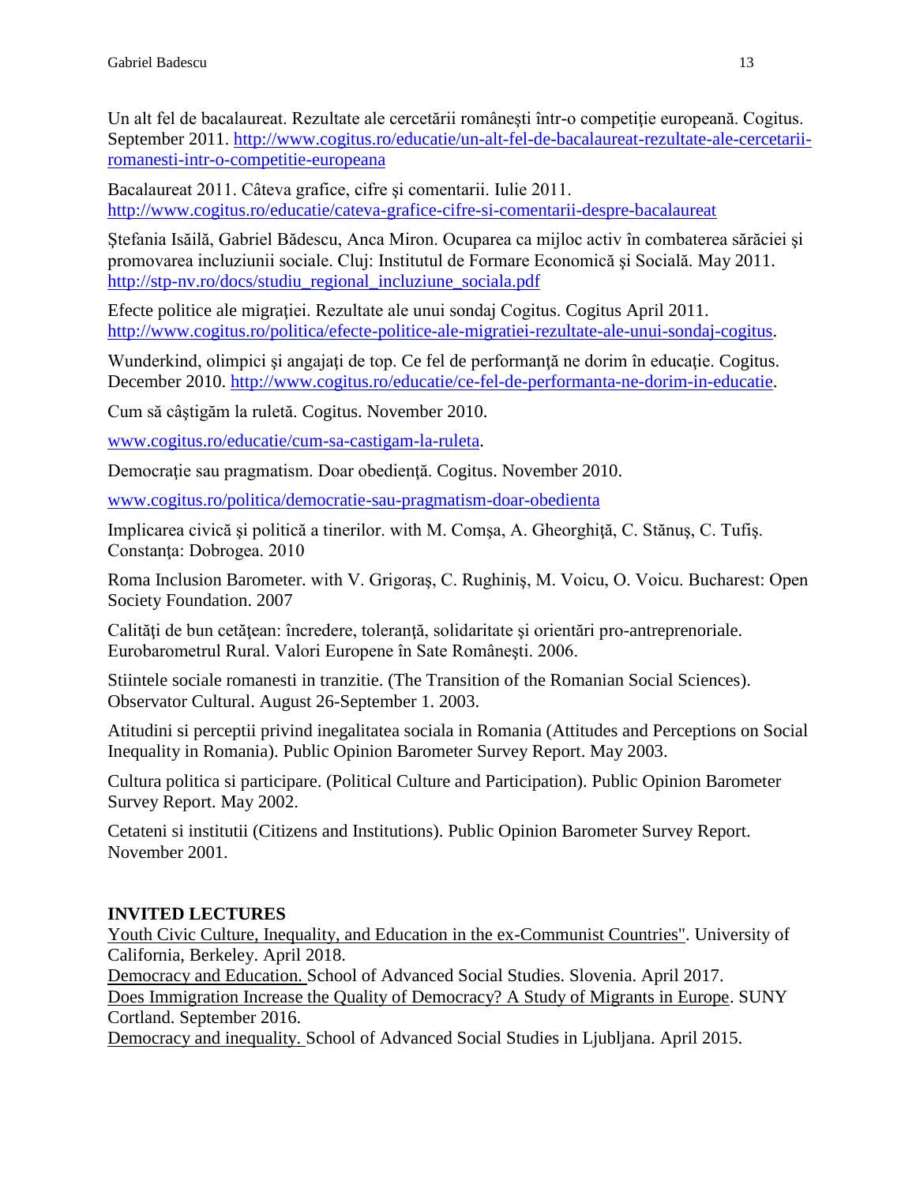Un alt fel de bacalaureat. Rezultate ale cercetării româneşti într-o competiţie europeană. Cogitus. September 2011. http://www.cogitus.ro/educatie/un-alt-fel-de-bacalaureat-rezultate-ale-cercetarii-romanesti-intr-o-competitie-europeana

Bacalaureat 2011. Câteva grafice, cifre şi comentarii. Iulie 2011. http://www.cogitus.ro/educatie/cateva-grafice-cifre-si-comentarii-despre-bacalaureat

Ştefania Isăilă, Gabriel Bădescu, Anca Miron. Ocuparea ca mijloc activ în combaterea sărăciei şi promovarea incluziunii sociale. Cluj: Institutul de Formare Economică şi Socială. May 2011. http://stp-nv.ro/docs/studiu_regional_incluziune_sociala.pdf

Efecte politice ale migraţiei. Rezultate ale unui sondaj Cogitus. Cogitus April 2011. http://www.cogitus.ro/politica/efecte-politice-ale-migratiei-rezultate-ale-unui-sondaj-cogitus.

Wunderkind, olimpici şi angajaţi de top. Ce fel de performanţă ne dorim în educaţie. Cogitus. December 2010. http://www.cogitus.ro/educatie/ce-fel-de-performanta-ne-dorim-in-educatie.

Cum să câştigăm la ruletă. Cogitus. November 2010.

www.cogitus.ro/educatie/cum-sa-castigam-la-ruleta.

Democraţie sau pragmatism. Doar obedienţă. Cogitus. November 2010.

www.cogitus.ro/politica/democratie-sau-pragmatism-doar-obedienta

Implicarea civică şi politică a tinerilor. with M. Comşa, A. Gheorghiţă, C. Stănuş, C. Tufiş. Constanţa: Dobrogea. 2010

Roma Inclusion Barometer. with V. Grigoraş, C. Rughiniş, M. Voicu, O. Voicu. Bucharest: Open Society Foundation. 2007

Calităţi de bun cetăţean: încredere, toleranţă, solidaritate şi orientări pro-antreprenoriale. Eurobarometrul Rural. Valori Europene în Sate Româneşti. 2006.

Stiintele sociale romanesti in tranzitie. (The Transition of the Romanian Social Sciences). Observator Cultural. August 26-September 1. 2003.

Atitudini si perceptii privind inegalitatea sociala in Romania (Attitudes and Perceptions on Social Inequality in Romania). Public Opinion Barometer Survey Report. May 2003.

Cultura politica si participare. (Political Culture and Participation). Public Opinion Barometer Survey Report. May 2002.

Cetateni si institutii (Citizens and Institutions). Public Opinion Barometer Survey Report. November 2001.

## INVITED LECTURES

Youth Civic Culture, Inequality, and Education in the ex-Communist Countries". University of California, Berkeley. April 2018.
Democracy and Education. School of Advanced Social Studies. Slovenia. April 2017.
Does Immigration Increase the Quality of Democracy? A Study of Migrants in Europe. SUNY Cortland. September 2016.
Democracy and inequality. School of Advanced Social Studies in Ljubljana. April 2015.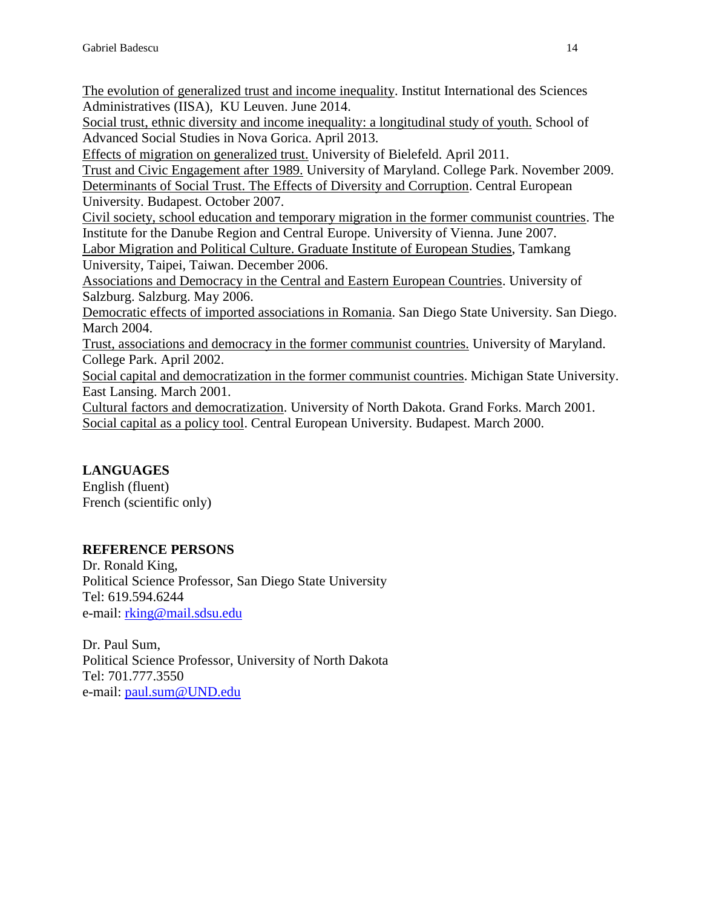<u>The evolution of generalized trust and income inequality</u>. Institut International des Sciences Administratives (IISA), KU Leuven. June 2014.

<u>Social trust, ethnic diversity and income inequality: a longitudinal study of youth.</u> School of Advanced Social Studies in Nova Gorica. April 2013.

<u>Effects of migration on generalized trust.</u> University of Bielefeld. April 2011.

<u>Trust and Civic Engagement after 1989.</u> University of Maryland. College Park. November 2009.

<u>Determinants of Social Trust. The Effects of Diversity and Corruption</u>. Central European University. Budapest. October 2007.

<u>Civil society, school education and temporary migration in the former communist countries</u>. The Institute for the Danube Region and Central Europe. University of Vienna. June 2007.

<u>Labor Migration and Political Culture. Graduate Institute of European Studies</u>, Tamkang University, Taipei, Taiwan. December 2006.

<u>Associations and Democracy in the Central and Eastern European Countries</u>. University of Salzburg. Salzburg. May 2006.

<u>Democratic effects of imported associations in Romania</u>. San Diego State University. San Diego. March 2004.

<u>Trust, associations and democracy in the former communist countries.</u> University of Maryland. College Park. April 2002.

<u>Social capital and democratization in the former communist countries</u>. Michigan State University. East Lansing. March 2001.

<u>Cultural factors and democratization</u>. University of North Dakota. Grand Forks. March 2001.

<u>Social capital as a policy tool</u>. Central European University. Budapest. March 2000.

**LANGUAGES**

English (fluent)
French (scientific only)

**REFERENCE PERSONS**

Dr. Ronald King,
Political Science Professor, San Diego State University
Tel: 619.594.6244
e-mail: rking@mail.sdsu.edu

Dr. Paul Sum,
Political Science Professor, University of North Dakota
Tel: 701.777.3550
e-mail: paul.sum@UND.edu